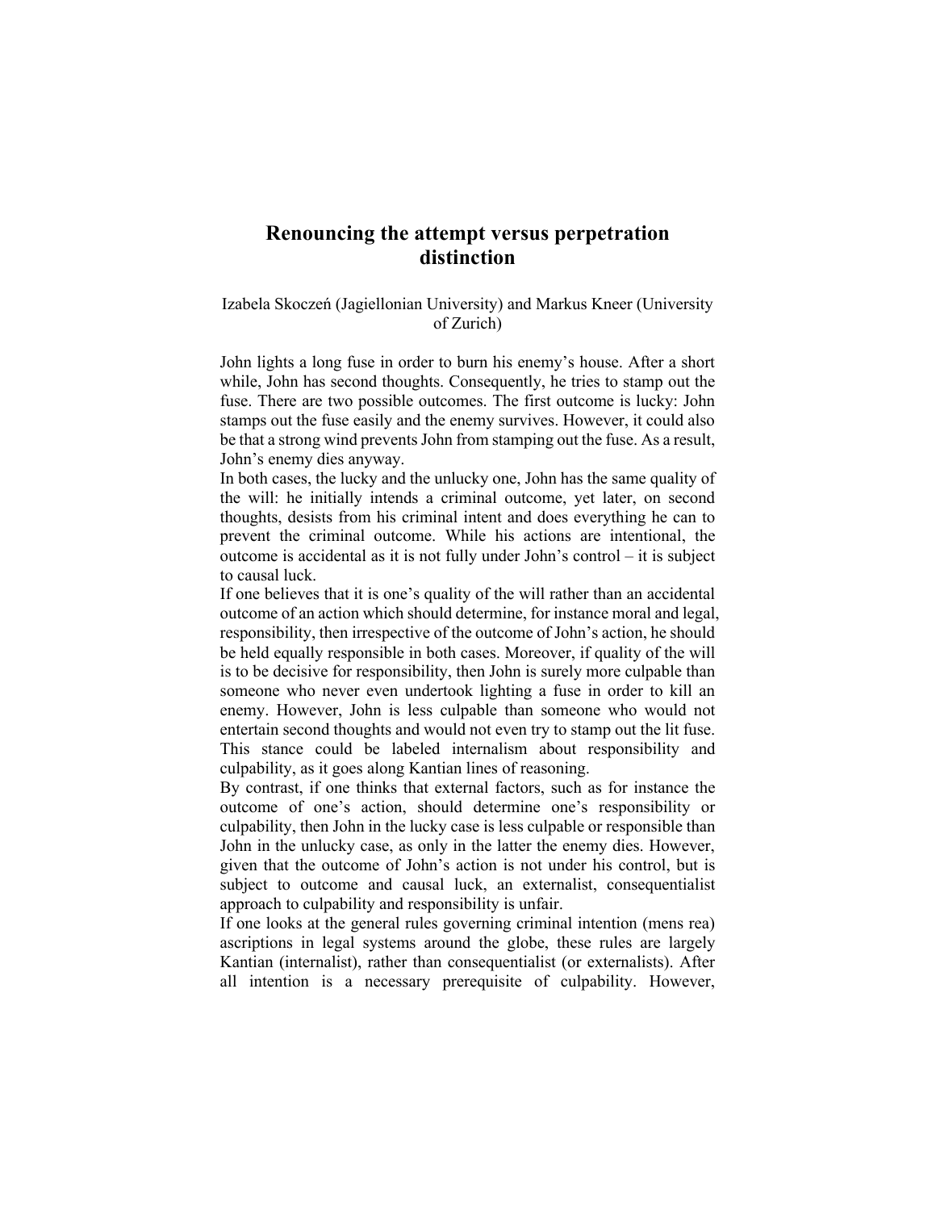# Renouncing the attempt versus perpetration distinction

Izabela Skoczeń (Jagiellonian University) and Markus Kneer (University of Zurich)

John lights a long fuse in order to burn his enemy's house. After a short while, John has second thoughts. Consequently, he tries to stamp out the fuse. There are two possible outcomes. The first outcome is lucky: John stamps out the fuse easily and the enemy survives. However, it could also be that a strong wind prevents John from stamping out the fuse. As a result, John's enemy dies anyway.

In both cases, the lucky and the unlucky one, John has the same quality of the will: he initially intends a criminal outcome, yet later, on second thoughts, desists from his criminal intent and does everything he can to prevent the criminal outcome. While his actions are intentional, the outcome is accidental as it is not fully under John's control – it is subject to causal luck.

If one believes that it is one's quality of the will rather than an accidental outcome of an action which should determine, for instance moral and legal, responsibility, then irrespective of the outcome of John's action, he should be held equally responsible in both cases. Moreover, if quality of the will is to be decisive for responsibility, then John is surely more culpable than someone who never even undertook lighting a fuse in order to kill an enemy. However, John is less culpable than someone who would not entertain second thoughts and would not even try to stamp out the lit fuse. This stance could be labeled internalism about responsibility and culpability, as it goes along Kantian lines of reasoning.

By contrast, if one thinks that external factors, such as for instance the outcome of one's action, should determine one's responsibility or culpability, then John in the lucky case is less culpable or responsible than John in the unlucky case, as only in the latter the enemy dies. However, given that the outcome of John's action is not under his control, but is subject to outcome and causal luck, an externalist, consequentialist approach to culpability and responsibility is unfair.

If one looks at the general rules governing criminal intention (mens rea) ascriptions in legal systems around the globe, these rules are largely Kantian (internalist), rather than consequentialist (or externalists). After all intention is a necessary prerequisite of culpability. However,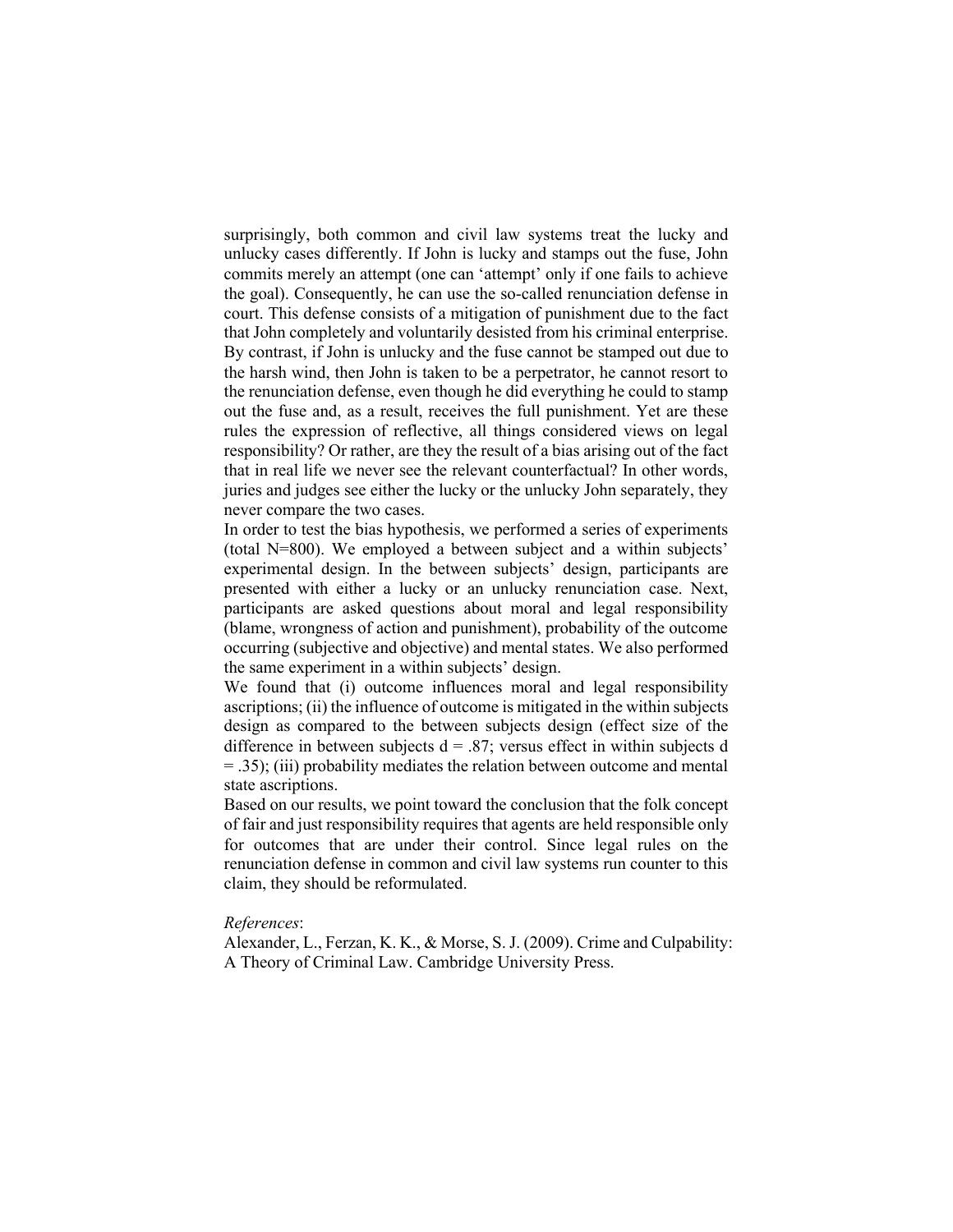surprisingly, both common and civil law systems treat the lucky and unlucky cases differently. If John is lucky and stamps out the fuse, John commits merely an attempt (one can 'attempt' only if one fails to achieve the goal). Consequently, he can use the so-called renunciation defense in court. This defense consists of a mitigation of punishment due to the fact that John completely and voluntarily desisted from his criminal enterprise. By contrast, if John is unlucky and the fuse cannot be stamped out due to the harsh wind, then John is taken to be a perpetrator, he cannot resort to the renunciation defense, even though he did everything he could to stamp out the fuse and, as a result, receives the full punishment. Yet are these rules the expression of reflective, all things considered views on legal responsibility? Or rather, are they the result of a bias arising out of the fact that in real life we never see the relevant counterfactual? In other words, juries and judges see either the lucky or the unlucky John separately, they never compare the two cases.

In order to test the bias hypothesis, we performed a series of experiments (total N=800). We employed a between subject and a within subjects' experimental design. In the between subjects' design, participants are presented with either a lucky or an unlucky renunciation case. Next, participants are asked questions about moral and legal responsibility (blame, wrongness of action and punishment), probability of the outcome occurring (subjective and objective) and mental states. We also performed the same experiment in a within subjects' design.

We found that (i) outcome influences moral and legal responsibility ascriptions; (ii) the influence of outcome is mitigated in the within subjects design as compared to the between subjects design (effect size of the difference in between subjects $d = .87$; versus effect in within subjects $d = .35$); (iii) probability mediates the relation between outcome and mental state ascriptions.

Based on our results, we point toward the conclusion that the folk concept of fair and just responsibility requires that agents are held responsible only for outcomes that are under their control. Since legal rules on the renunciation defense in common and civil law systems run counter to this claim, they should be reformulated.

*References*:

Alexander, L., Ferzan, K. K., & Morse, S. J. (2009). Crime and Culpability: A Theory of Criminal Law. Cambridge University Press.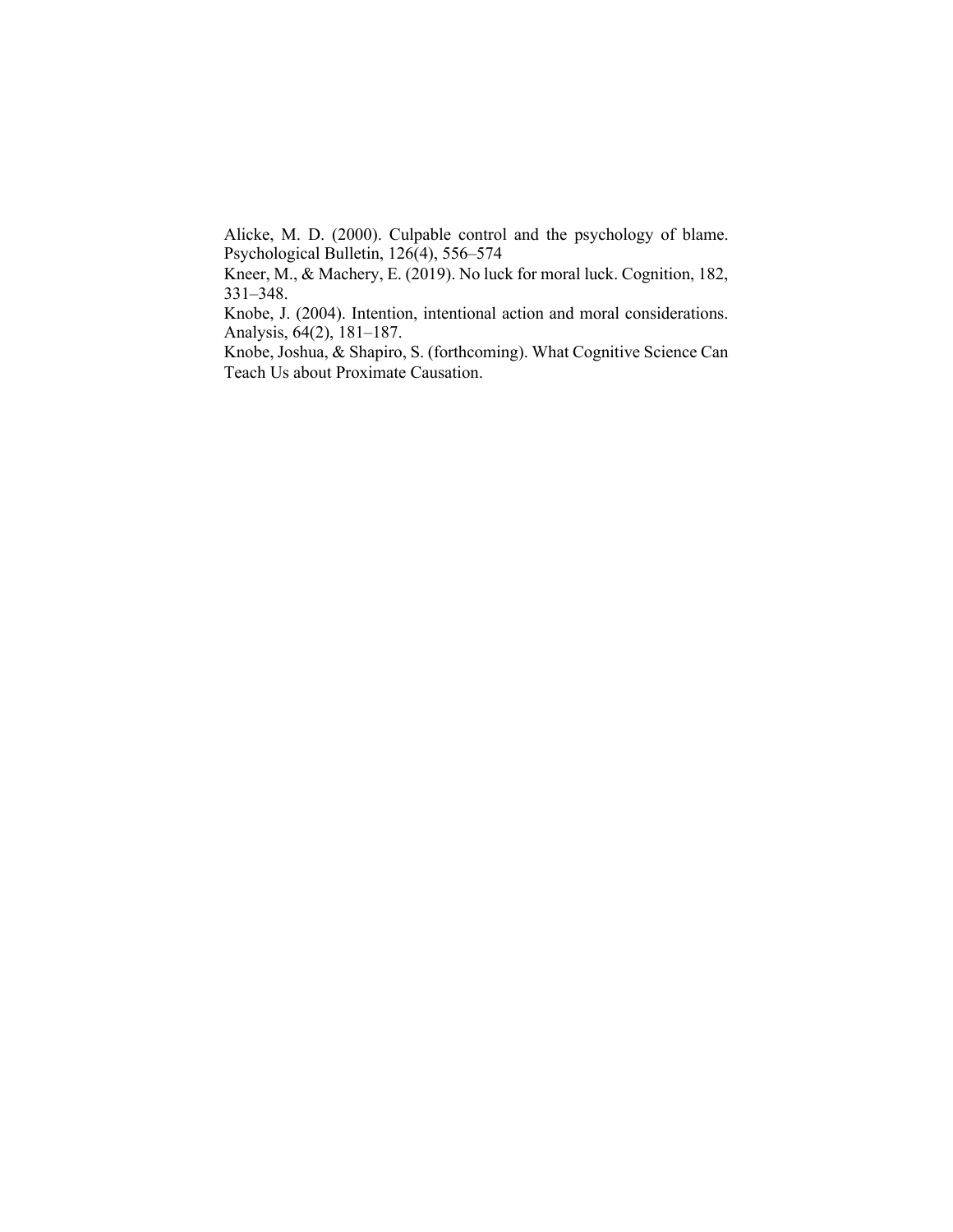Alicke, M. D. (2000). Culpable control and the psychology of blame. Psychological Bulletin, 126(4), 556–574

Kneer, M., & Machery, E. (2019). No luck for moral luck. Cognition, 182, 331–348.

Knobe, J. (2004). Intention, intentional action and moral considerations. Analysis, 64(2), 181–187.

Knobe, Joshua, & Shapiro, S. (forthcoming). What Cognitive Science Can Teach Us about Proximate Causation.